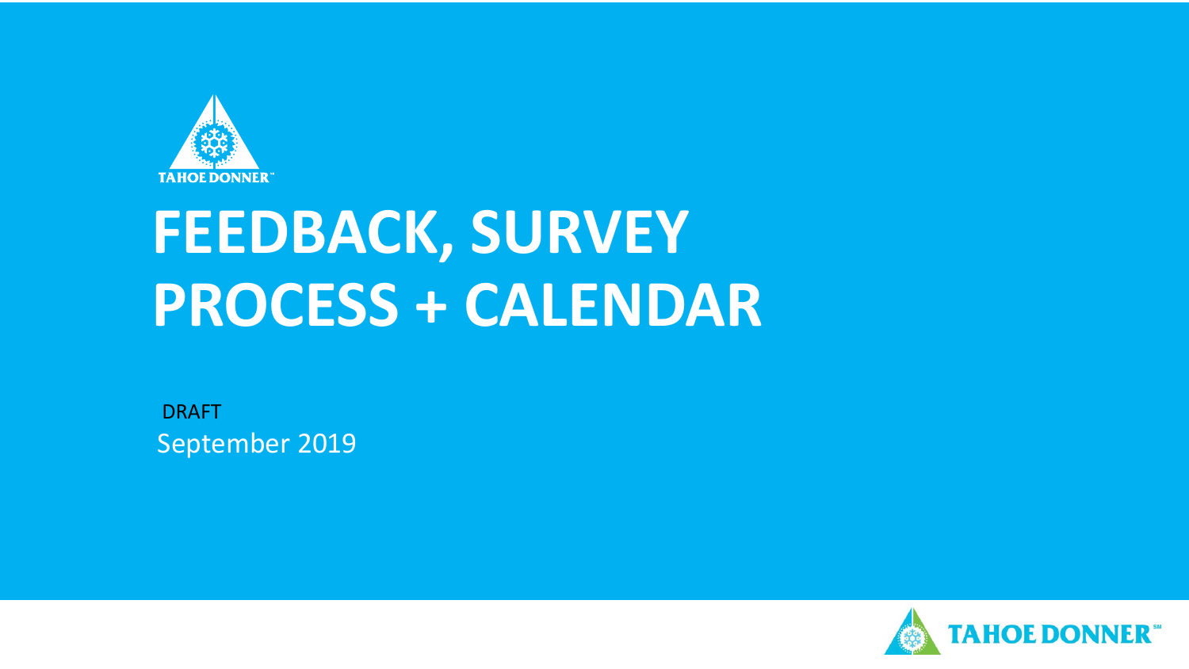# FEEDBACK, SURVEY PROCESS + CALENDAR

DRAFT

September 2019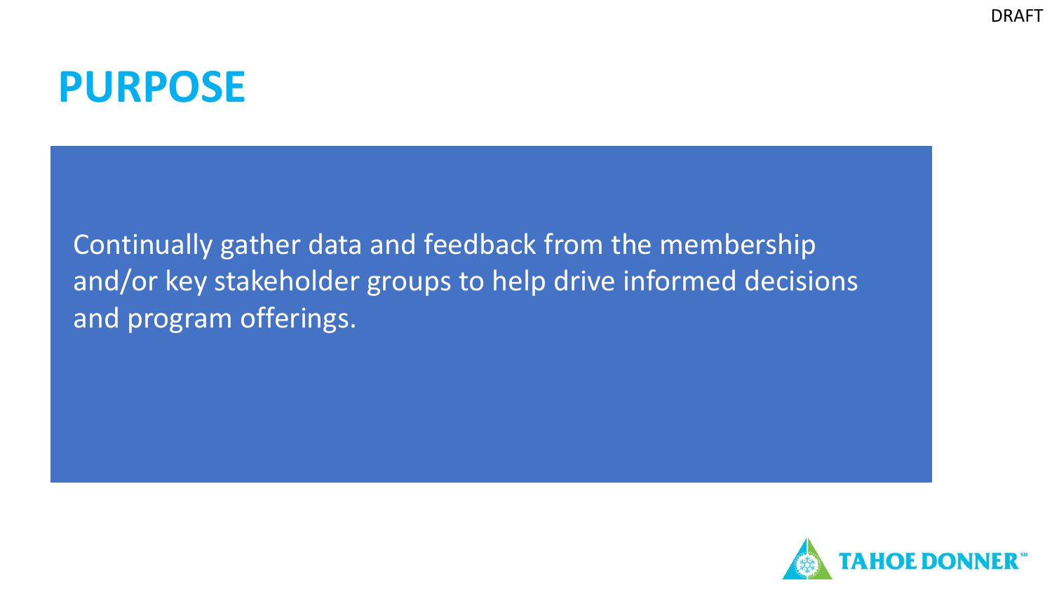DRAFT

# PURPOSE

Continually gather data and feedback from the membership and/or key stakeholder groups to help drive informed decisions and program offerings.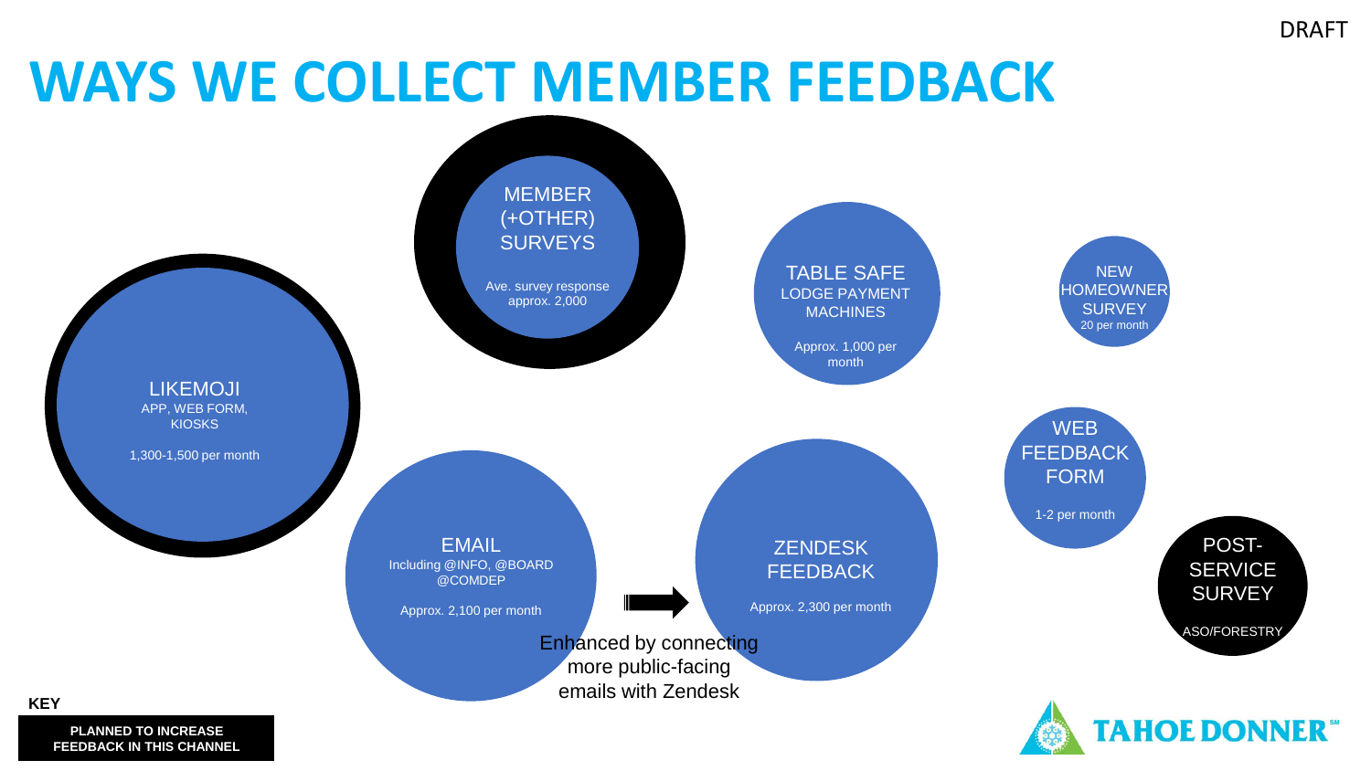DRAFT

# WAYS WE COLLECT MEMBER FEEDBACK

**MEMBER (+OTHER) SURVEYS**
Ave. survey response approx. 2,000

**TABLE SAFE**
LODGE PAYMENT MACHINES
Approx. 1,000 per month

**NEW HOMEOWNER SURVEY**
20 per month

**LIKEMOJI**
APP, WEB FORM, KIOSKS
1,300-1,500 per month

**WEB FEEDBACK FORM**
1-2 per month

**EMAIL**
Including @INFO, @BOARD @COMDEP
Approx. 2,100 per month

**ZENDESK FEEDBACK**
Approx. 2,300 per month

Enhanced by connecting more public-facing emails with Zendesk

**POST-SERVICE SURVEY**
ASO/FORESTRY

**KEY**

**PLANNED TO INCREASE FEEDBACK IN THIS CHANNEL**

TAHOE DONNER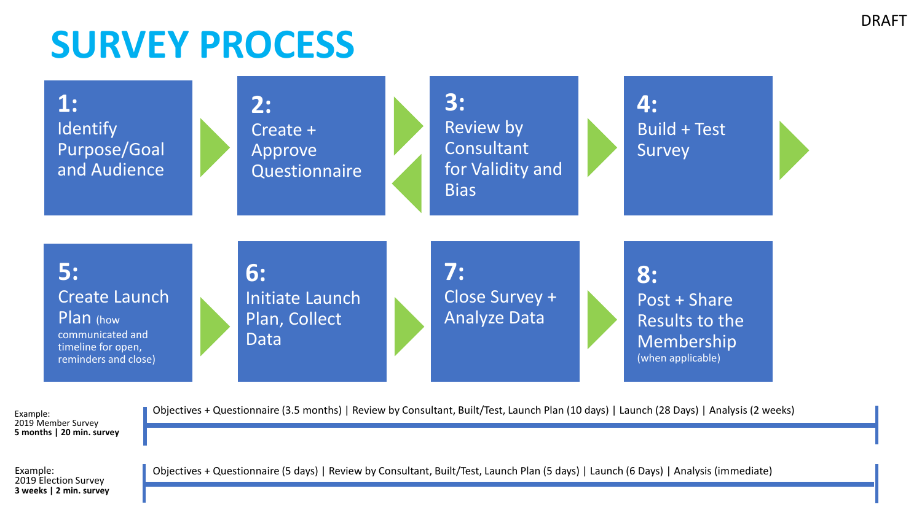DRAFT

# SURVEY PROCESS

**1:** Identify Purpose/Goal and Audience

**2:** Create + Approve Questionnaire

**3:** Review by Consultant for Validity and Bias

**4:** Build + Test Survey

**5:** Create Launch Plan (how communicated and timeline for open, reminders and close)

**6:** Initiate Launch Plan, Collect Data

**7:** Close Survey + Analyze Data

**8:** Post + Share Results to the Membership (when applicable)

Example:
2019 Member Survey
**5 months | 20 min. survey**

Objectives + Questionnaire (3.5 months) | Review by Consultant, Built/Test, Launch Plan (10 days) | Launch (28 Days) | Analysis (2 weeks)

Example:
2019 Election Survey
**3 weeks | 2 min. survey**

Objectives + Questionnaire (5 days) | Review by Consultant, Built/Test, Launch Plan (5 days) | Launch (6 Days) | Analysis (immediate)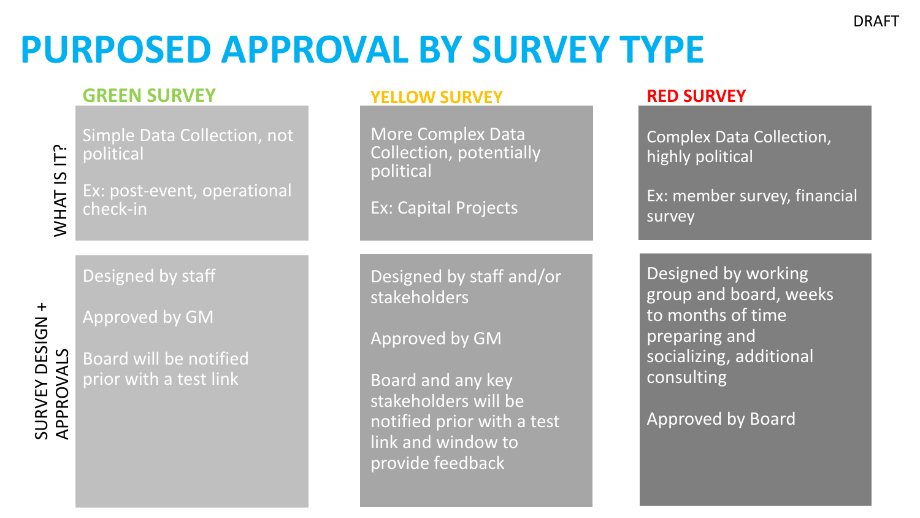DRAFT

# PURPOSED APPROVAL BY SURVEY TYPE

| | GREEN SURVEY | YELLOW SURVEY | RED SURVEY |
|---|---|---|---|
| WHAT IS IT? | Simple Data Collection, not political<br><br>Ex: post-event, operational check-in | More Complex Data Collection, potentially political<br><br>Ex: Capital Projects | Complex Data Collection, highly political<br><br>Ex: member survey, financial survey |
| SURVEY DESIGN + APPROVALS | Designed by staff<br><br>Approved by GM<br><br>Board will be notified prior with a test link | Designed by staff and/or stakeholders<br><br>Approved by GM<br><br>Board and any key stakeholders will be notified prior with a test link and window to provide feedback | Designed by working group and board, weeks to months of time preparing and socializing, additional consulting<br><br>Approved by Board |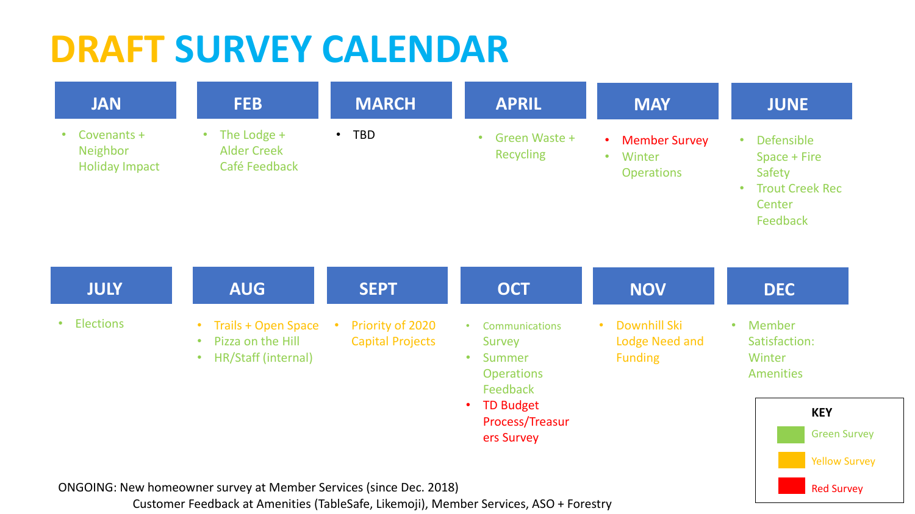# DRAFT SURVEY CALENDAR

### JAN
- Covenants + Neighbor Holiday Impact

### FEB
- The Lodge + Alder Creek Café Feedback

### MARCH
- TBD

### APRIL
- Green Waste + Recycling

### MAY
- Member Survey
- Winter Operations

### JUNE
- Defensible Space + Fire Safety
- Trout Creek Rec Center Feedback

### JULY
- Elections

### AUG
- Trails + Open Space
- Pizza on the Hill
- HR/Staff (internal)

### SEPT
- Priority of 2020 Capital Projects

### OCT
- Communications Survey
- Summer Operations Feedback
- TD Budget Process/Treasurers Survey

### NOV
- Downhill Ski Lodge Need and Funding

### DEC
- Member Satisfaction: Winter Amenities

**KEY**
- Green Survey
- Yellow Survey
- Red Survey

ONGOING: New homeowner survey at Member Services (since Dec. 2018)
Customer Feedback at Amenities (TableSafe, Likemoji), Member Services, ASO + Forestry